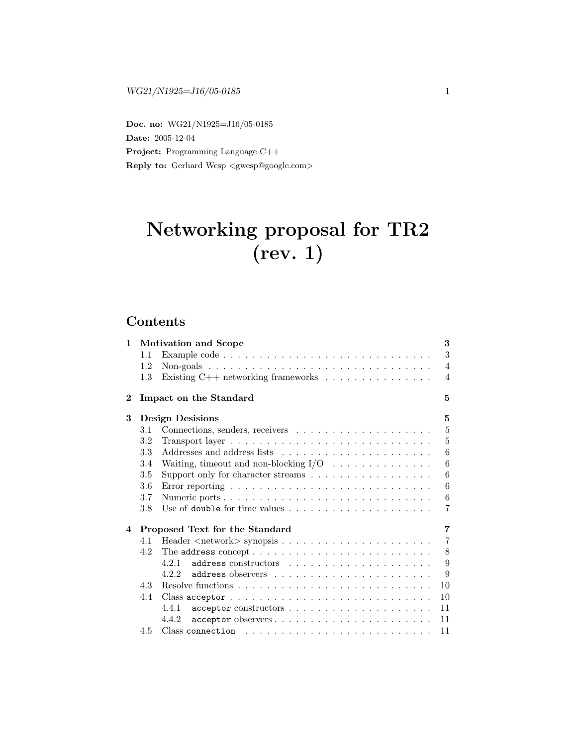**Doc. no:** WG21/N1925=J16/05-0185

**Date:** 2005-12-04

**Project:** Programming Language C++

**Reply to:** Gerhard Wesp <gwesp@google.com>

# Networking proposal for TR2 (rev. 1)

## Contents

- **1 Motivation and Scope** — 3
  - 1.1 Example code — 3
  - 1.2 Non-goals — 4
  - 1.3 Existing C++ networking frameworks — 4
- **2 Impact on the Standard** — 5
- **3 Design Desisions** — 5
  - 3.1 Connections, senders, receivers — 5
  - 3.2 Transport layer — 5
  - 3.3 Addresses and address lists — 6
  - 3.4 Waiting, timeout and non-blocking I/O — 6
  - 3.5 Support only for character streams — 6
  - 3.6 Error reporting — 6
  - 3.7 Numeric ports — 6
  - 3.8 Use of `double` for time values — 7
- **4 Proposed Text for the Standard** — 7
  - 4.1 Header <network> synopsis — 7
  - 4.2 The `address` concept — 8
    - 4.2.1 `address` constructors — 9
    - 4.2.2 `address` observers — 9
  - 4.3 Resolve functions — 10
  - 4.4 Class `acceptor` — 10
    - 4.4.1 `acceptor` constructors — 11
    - 4.4.2 `acceptor` observers — 11
  - 4.5 Class `connection` — 11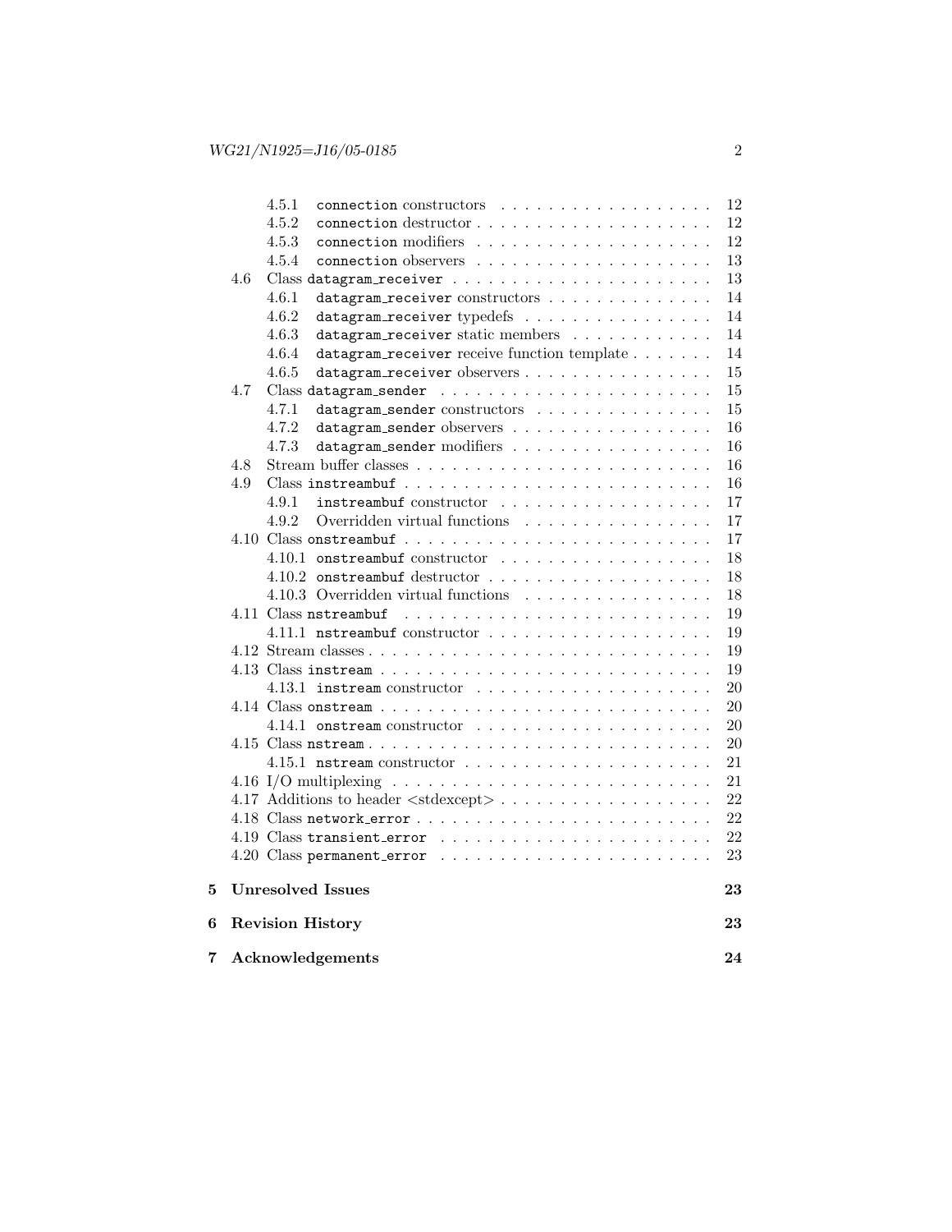- 4.5.1 `connection` constructors . . . . . . . . . . . . . . . . . . . 12
- 4.5.2 `connection` destructor . . . . . . . . . . . . . . . . . . . . 12
- 4.5.3 `connection` modifiers . . . . . . . . . . . . . . . . . . . . 12
- 4.5.4 `connection` observers . . . . . . . . . . . . . . . . . . . . 13

4.6 Class `datagram_receiver` . . . . . . . . . . . . . . . . . . . . . 13
- 4.6.1 `datagram_receiver` constructors . . . . . . . . . . . . . . 14
- 4.6.2 `datagram_receiver` typedefs . . . . . . . . . . . . . . . . 14
- 4.6.3 `datagram_receiver` static members . . . . . . . . . . . . 14
- 4.6.4 `datagram_receiver` receive function template . . . . . . . 14
- 4.6.5 `datagram_receiver` observers . . . . . . . . . . . . . . . . 15

4.7 Class `datagram_sender` . . . . . . . . . . . . . . . . . . . . . . 15
- 4.7.1 `datagram_sender` constructors . . . . . . . . . . . . . . . 15
- 4.7.2 `datagram_sender` observers . . . . . . . . . . . . . . . . . 16
- 4.7.3 `datagram_sender` modifiers . . . . . . . . . . . . . . . . . 16

4.8 Stream buffer classes . . . . . . . . . . . . . . . . . . . . . . . . 16

4.9 Class `instreambuf` . . . . . . . . . . . . . . . . . . . . . . . . . 16
- 4.9.1 `instreambuf` constructor . . . . . . . . . . . . . . . . . . 17
- 4.9.2 Overridden virtual functions . . . . . . . . . . . . . . . . 17

4.10 Class `onstreambuf` . . . . . . . . . . . . . . . . . . . . . . . . . 17
- 4.10.1 `onstreambuf` constructor . . . . . . . . . . . . . . . . . . 18
- 4.10.2 `onstreambuf` destructor . . . . . . . . . . . . . . . . . . . 18
- 4.10.3 Overridden virtual functions . . . . . . . . . . . . . . . . 18

4.11 Class `nstreambuf` . . . . . . . . . . . . . . . . . . . . . . . . . 19
- 4.11.1 `nstreambuf` constructor . . . . . . . . . . . . . . . . . . . 19

4.12 Stream classes . . . . . . . . . . . . . . . . . . . . . . . . . . . . 19

4.13 Class `instream` . . . . . . . . . . . . . . . . . . . . . . . . . . . 19
- 4.13.1 `instream` constructor . . . . . . . . . . . . . . . . . . . . 20

4.14 Class `onstream` . . . . . . . . . . . . . . . . . . . . . . . . . . . 20
- 4.14.1 `onstream` constructor . . . . . . . . . . . . . . . . . . . . 20

4.15 Class `nstream` . . . . . . . . . . . . . . . . . . . . . . . . . . . . 20
- 4.15.1 `nstream` constructor . . . . . . . . . . . . . . . . . . . . . 21

4.16 I/O multiplexing . . . . . . . . . . . . . . . . . . . . . . . . . . . 21

4.17 Additions to header <stdexcept> . . . . . . . . . . . . . . . . . . 22

4.18 Class `network_error` . . . . . . . . . . . . . . . . . . . . . . . . 22

4.19 Class `transient_error` . . . . . . . . . . . . . . . . . . . . . . . 22

4.20 Class `permanent_error` . . . . . . . . . . . . . . . . . . . . . . . 23

**5 Unresolved Issues** **23**

**6 Revision History** **23**

**7 Acknowledgements** **24**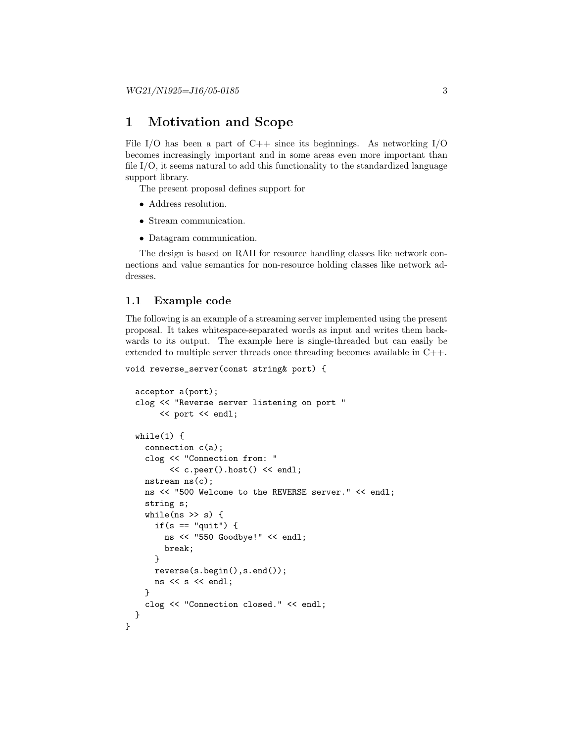# 1 Motivation and Scope

File I/O has been a part of C++ since its beginnings. As networking I/O becomes increasingly important and in some areas even more important than file I/O, it seems natural to add this functionality to the standardized language support library.

The present proposal defines support for

- Address resolution.
- Stream communication.
- Datagram communication.

The design is based on RAII for resource handling classes like network connections and value semantics for non-resource holding classes like network addresses.

## 1.1 Example code

The following is an example of a streaming server implemented using the present proposal. It takes whitespace-separated words as input and writes them backwards to its output. The example here is single-threaded but can easily be extended to multiple server threads once threading becomes available in C++.

```
void reverse_server(const string& port) {

  acceptor a(port);
  clog << "Reverse server listening on port "
       << port << endl;

  while(1) {
    connection c(a);
    clog << "Connection from: "
         << c.peer().host() << endl;
    nstream ns(c);
    ns << "500 Welcome to the REVERSE server." << endl;
    string s;
    while(ns >> s) {
      if(s == "quit") {
        ns << "550 Goodbye!" << endl;
        break;
      }
      reverse(s.begin(),s.end());
      ns << s << endl;
    }
    clog << "Connection closed." << endl;
  }
}
```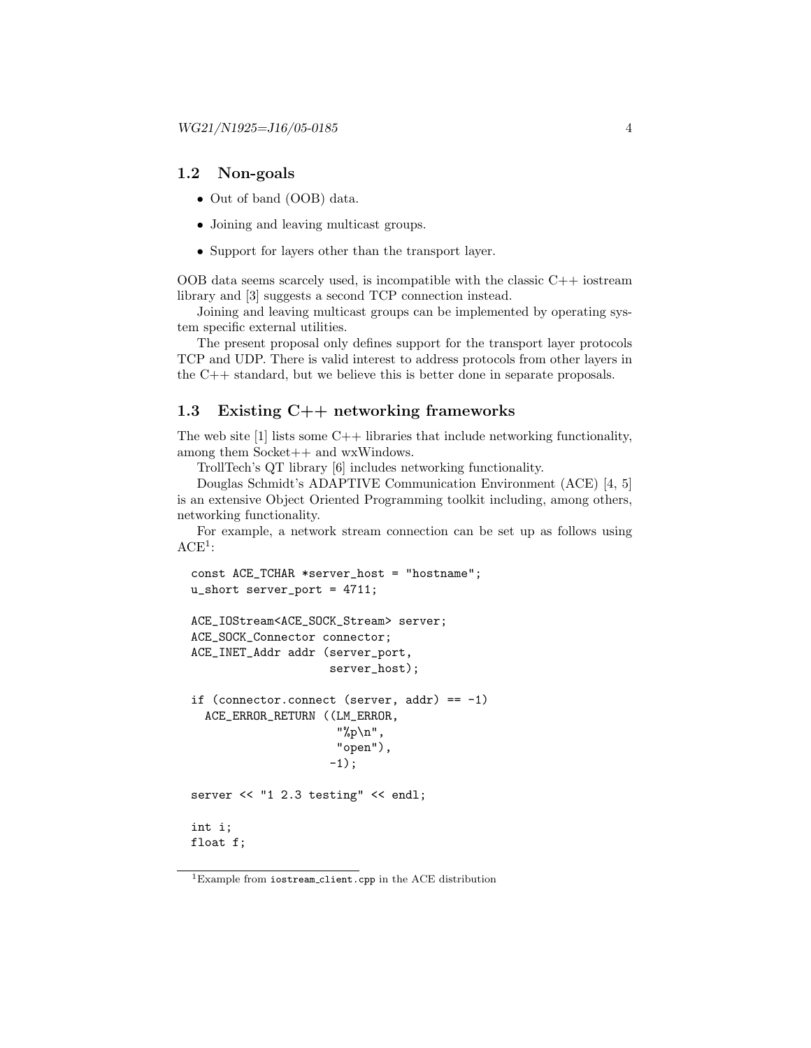## 1.2 Non-goals

- Out of band (OOB) data.
- Joining and leaving multicast groups.
- Support for layers other than the transport layer.

OOB data seems scarcely used, is incompatible with the classic C++ iostream library and [3] suggests a second TCP connection instead.

Joining and leaving multicast groups can be implemented by operating system specific external utilities.

The present proposal only defines support for the transport layer protocols TCP and UDP. There is valid interest to address protocols from other layers in the C++ standard, but we believe this is better done in separate proposals.

## 1.3 Existing C++ networking frameworks

The web site [1] lists some C++ libraries that include networking functionality, among them Socket++ and wxWindows.

TrollTech's QT library [6] includes networking functionality.

Douglas Schmidt's ADAPTIVE Communication Environment (ACE) [4, 5] is an extensive Object Oriented Programming toolkit including, among others, networking functionality.

For example, a network stream connection can be set up as follows using ACE[1]:

```
const ACE_TCHAR *server_host = "hostname";
u_short server_port = 4711;

ACE_IOStream<ACE_SOCK_Stream> server;
ACE_SOCK_Connector connector;
ACE_INET_Addr addr (server_port,
                    server_host);

if (connector.connect (server, addr) == -1)
  ACE_ERROR_RETURN ((LM_ERROR,
                     "%p\n",
                     "open"),
                    -1);

server << "1 2.3 testing" << endl;

int i;
float f;
```

[1] Example from `iostream_client.cpp` in the ACE distribution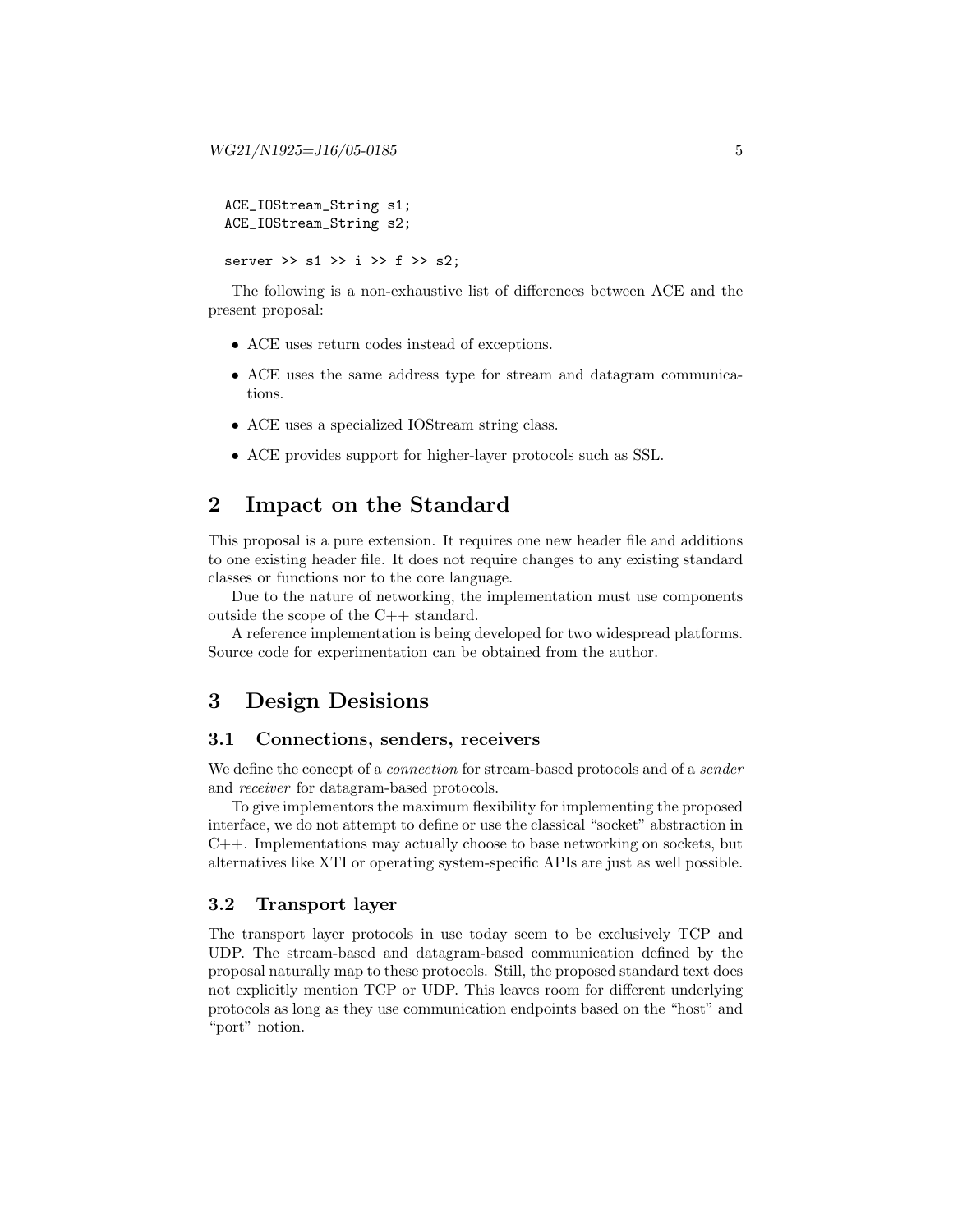```
ACE_IOStream_String s1;
ACE_IOStream_String s2;

server >> s1 >> i >> f >> s2;
```

The following is a non-exhaustive list of differences between ACE and the present proposal:

- ACE uses return codes instead of exceptions.
- ACE uses the same address type for stream and datagram communications.
- ACE uses a specialized IOStream string class.
- ACE provides support for higher-layer protocols such as SSL.

# 2 Impact on the Standard

This proposal is a pure extension. It requires one new header file and additions to one existing header file. It does not require changes to any existing standard classes or functions nor to the core language.

Due to the nature of networking, the implementation must use components outside the scope of the C++ standard.

A reference implementation is being developed for two widespread platforms. Source code for experimentation can be obtained from the author.

# 3 Design Desisions

## 3.1 Connections, senders, receivers

We define the concept of a *connection* for stream-based protocols and of a *sender* and *receiver* for datagram-based protocols.

To give implementors the maximum flexibility for implementing the proposed interface, we do not attempt to define or use the classical "socket" abstraction in C++. Implementations may actually choose to base networking on sockets, but alternatives like XTI or operating system-specific APIs are just as well possible.

## 3.2 Transport layer

The transport layer protocols in use today seem to be exclusively TCP and UDP. The stream-based and datagram-based communication defined by the proposal naturally map to these protocols. Still, the proposed standard text does not explicitly mention TCP or UDP. This leaves room for different underlying protocols as long as they use communication endpoints based on the "host" and "port" notion.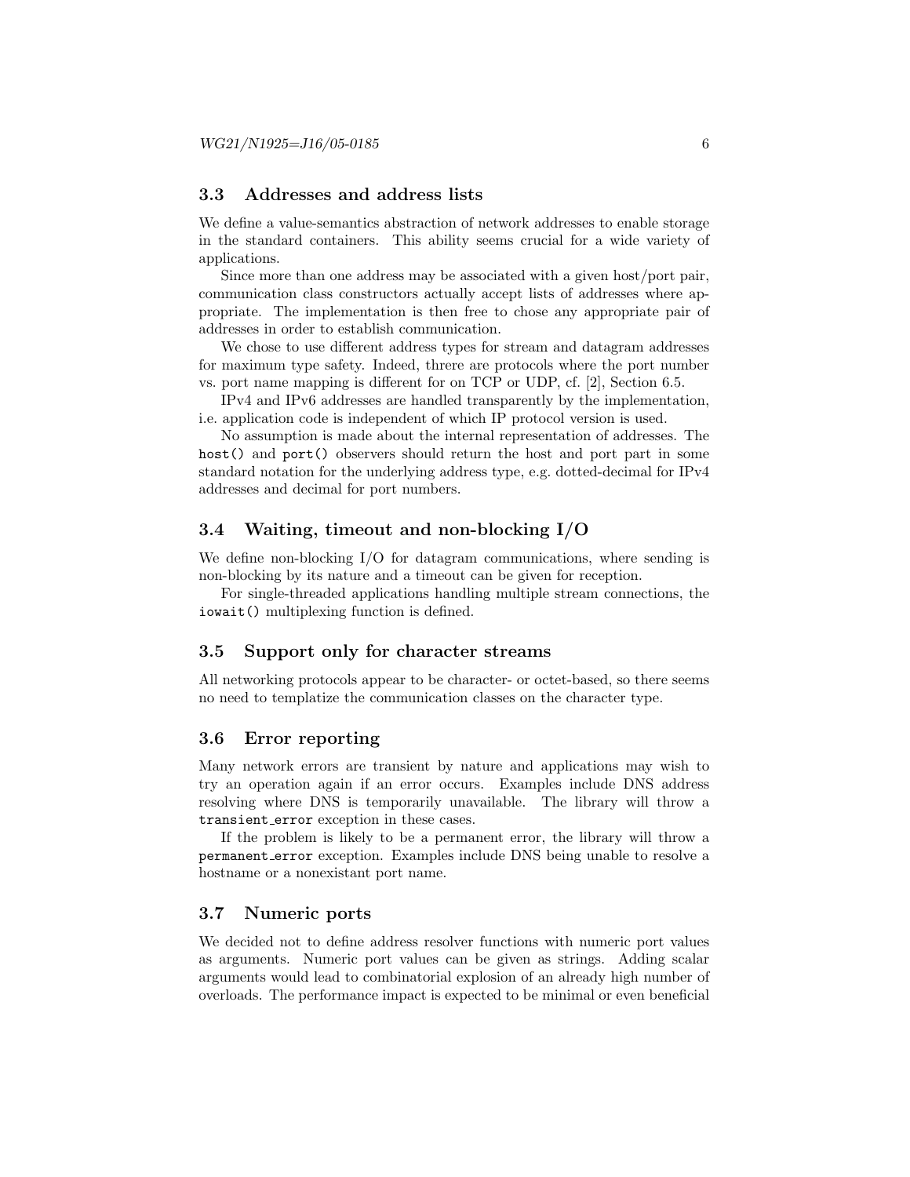### 3.3 Addresses and address lists

We define a value-semantics abstraction of network addresses to enable storage in the standard containers. This ability seems crucial for a wide variety of applications.

Since more than one address may be associated with a given host/port pair, communication class constructors actually accept lists of addresses where appropriate. The implementation is then free to chose any appropriate pair of addresses in order to establish communication.

We chose to use different address types for stream and datagram addresses for maximum type safety. Indeed, threre are protocols where the port number vs. port name mapping is different for on TCP or UDP, cf. [2], Section 6.5.

IPv4 and IPv6 addresses are handled transparently by the implementation, i.e. application code is independent of which IP protocol version is used.

No assumption is made about the internal representation of addresses. The `host()` and `port()` observers should return the host and port part in some standard notation for the underlying address type, e.g. dotted-decimal for IPv4 addresses and decimal for port numbers.

### 3.4 Waiting, timeout and non-blocking I/O

We define non-blocking I/O for datagram communications, where sending is non-blocking by its nature and a timeout can be given for reception.

For single-threaded applications handling multiple stream connections, the `iowait()` multiplexing function is defined.

### 3.5 Support only for character streams

All networking protocols appear to be character- or octet-based, so there seems no need to templatize the communication classes on the character type.

### 3.6 Error reporting

Many network errors are transient by nature and applications may wish to try an operation again if an error occurs. Examples include DNS address resolving where DNS is temporarily unavailable. The library will throw a `transient_error` exception in these cases.

If the problem is likely to be a permanent error, the library will throw a `permanent_error` exception. Examples include DNS being unable to resolve a hostname or a nonexistant port name.

### 3.7 Numeric ports

We decided not to define address resolver functions with numeric port values as arguments. Numeric port values can be given as strings. Adding scalar arguments would lead to combinatorial explosion of an already high number of overloads. The performance impact is expected to be minimal or even beneficial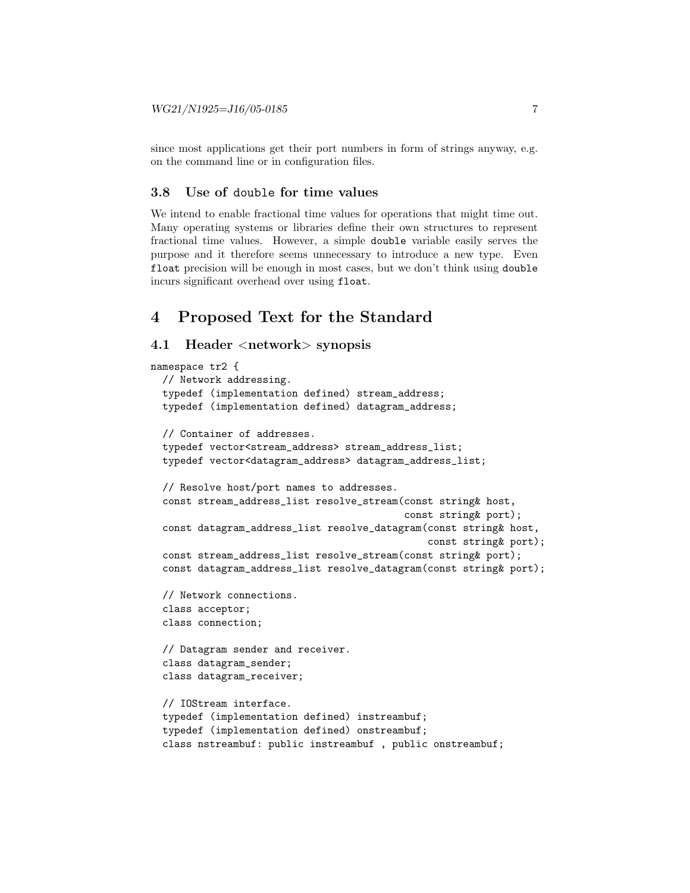since most applications get their port numbers in form of strings anyway, e.g. on the command line or in configuration files.

### 3.8 Use of `double` for time values

We intend to enable fractional time values for operations that might time out. Many operating systems or libraries define their own structures to represent fractional time values. However, a simple `double` variable easily serves the purpose and it therefore seems unnecessary to introduce a new type. Even `float` precision will be enough in most cases, but we don't think using `double` incurs significant overhead over using `float`.

## 4 Proposed Text for the Standard

### 4.1 Header <network> synopsis

```
namespace tr2 {
  // Network addressing.
  typedef (implementation defined) stream_address;
  typedef (implementation defined) datagram_address;

  // Container of addresses.
  typedef vector<stream_address> stream_address_list;
  typedef vector<datagram_address> datagram_address_list;

  // Resolve host/port names to addresses.
  const stream_address_list resolve_stream(const string& host,
                                           const string& port);
  const datagram_address_list resolve_datagram(const string& host,
                                               const string& port);
  const stream_address_list resolve_stream(const string& port);
  const datagram_address_list resolve_datagram(const string& port);

  // Network connections.
  class acceptor;
  class connection;

  // Datagram sender and receiver.
  class datagram_sender;
  class datagram_receiver;

  // IOStream interface.
  typedef (implementation defined) instreambuf;
  typedef (implementation defined) onstreambuf;
  class nstreambuf: public instreambuf , public onstreambuf;
```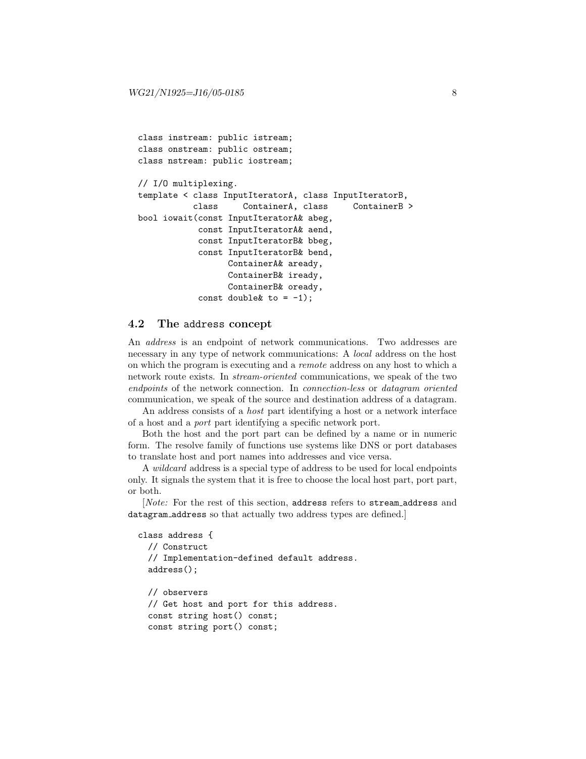```
class instream: public istream;
class onstream: public ostream;
class nstream: public iostream;

// I/O multiplexing.
template < class InputIteratorA, class InputIteratorB,
           class     ContainerA, class     ContainerB >
bool iowait(const InputIteratorA& abeg,
            const InputIteratorA& aend,
            const InputIteratorB& bbeg,
            const InputIteratorB& bend,
                  ContainerA& aready,
                  ContainerB& iready,
                  ContainerB& oready,
            const double& to = -1);
```

### 4.2 The `address` concept

An *address* is an endpoint of network communications. Two addresses are necessary in any type of network communications: A *local* address on the host on which the program is executing and a *remote* address on any host to which a network route exists. In *stream-oriented* communications, we speak of the two *endpoints* of the network connection. In *connection-less* or *datagram oriented* communication, we speak of the source and destination address of a datagram.

An address consists of a *host* part identifying a host or a network interface of a host and a *port* part identifying a specific network port.

Both the host and the port part can be defined by a name or in numeric form. The resolve family of functions use systems like DNS or port databases to translate host and port names into addresses and vice versa.

A *wildcard* address is a special type of address to be used for local endpoints only. It signals the system that it is free to choose the local host part, port part, or both.

[*Note:* For the rest of this section, `address` refers to `stream_address` and `datagram_address` so that actually two address types are defined.]

```
class address {
  // Construct
  // Implementation-defined default address.
  address();

  // observers
  // Get host and port for this address.
  const string host() const;
  const string port() const;
```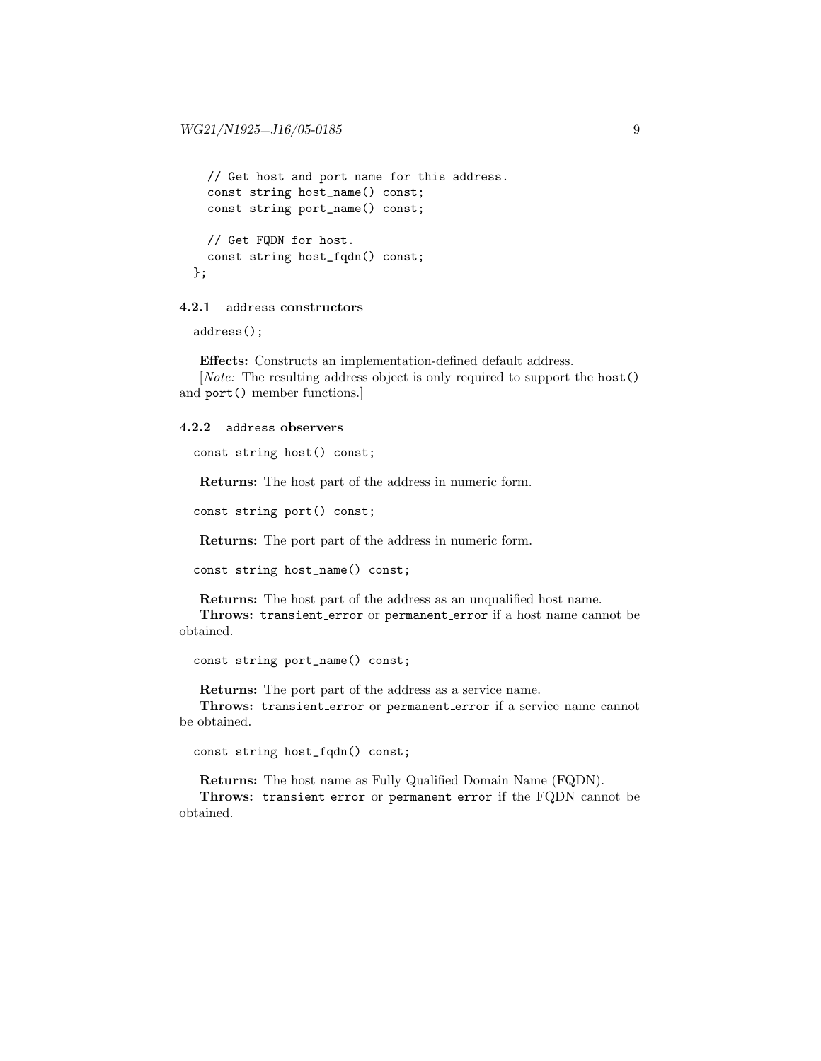```
  // Get host and port name for this address.
  const string host_name() const;
  const string port_name() const;

  // Get FQDN for host.
  const string host_fqdn() const;
};
```

### 4.2.1 `address` constructors

```
address();
```

**Effects:** Constructs an implementation-defined default address.

[*Note:* The resulting address object is only required to support the `host()` and `port()` member functions.]

### 4.2.2 `address` observers

```
const string host() const;
```

**Returns:** The host part of the address in numeric form.

```
const string port() const;
```

**Returns:** The port part of the address in numeric form.

```
const string host_name() const;
```

**Returns:** The host part of the address as an unqualified host name.

**Throws:** `transient_error` or `permanent_error` if a host name cannot be obtained.

```
const string port_name() const;
```

**Returns:** The port part of the address as a service name.

**Throws:** `transient_error` or `permanent_error` if a service name cannot be obtained.

```
const string host_fqdn() const;
```

**Returns:** The host name as Fully Qualified Domain Name (FQDN).

**Throws:** `transient_error` or `permanent_error` if the FQDN cannot be obtained.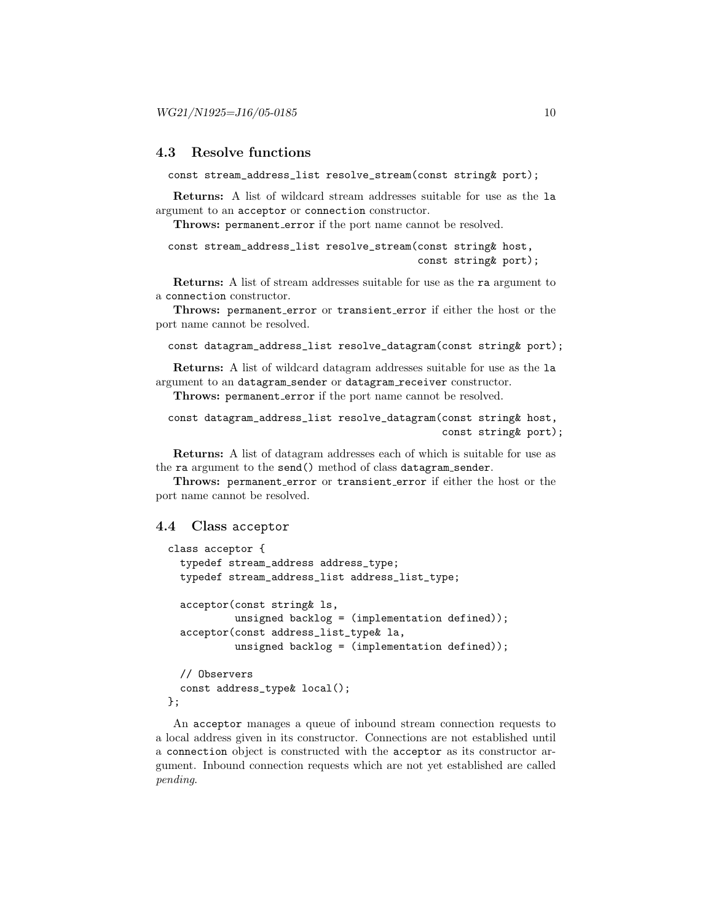### 4.3 Resolve functions

```
const stream_address_list resolve_stream(const string& port);
```

**Returns:** A list of wildcard stream addresses suitable for use as the `la` argument to an `acceptor` or `connection` constructor.

**Throws:** `permanent_error` if the port name cannot be resolved.

```
const stream_address_list resolve_stream(const string& host,
                                         const string& port);
```

**Returns:** A list of stream addresses suitable for use as the `ra` argument to a `connection` constructor.

**Throws:** `permanent_error` or `transient_error` if either the host or the port name cannot be resolved.

```
const datagram_address_list resolve_datagram(const string& port);
```

**Returns:** A list of wildcard datagram addresses suitable for use as the `la` argument to an `datagram_sender` or `datagram_receiver` constructor.

**Throws:** `permanent_error` if the port name cannot be resolved.

```
const datagram_address_list resolve_datagram(const string& host,
                                             const string& port);
```

**Returns:** A list of datagram addresses each of which is suitable for use as the `ra` argument to the `send()` method of class `datagram_sender`.

**Throws:** `permanent_error` or `transient_error` if either the host or the port name cannot be resolved.

### 4.4 Class acceptor

```
class acceptor {
  typedef stream_address address_type;
  typedef stream_address_list address_list_type;

  acceptor(const string& ls,
           unsigned backlog = (implementation defined));
  acceptor(const address_list_type& la,
           unsigned backlog = (implementation defined));

  // Observers
  const address_type& local();
};
```

An `acceptor` manages a queue of inbound stream connection requests to a local address given in its constructor. Connections are not established until a `connection` object is constructed with the `acceptor` as its constructor argument. Inbound connection requests which are not yet established are called *pending*.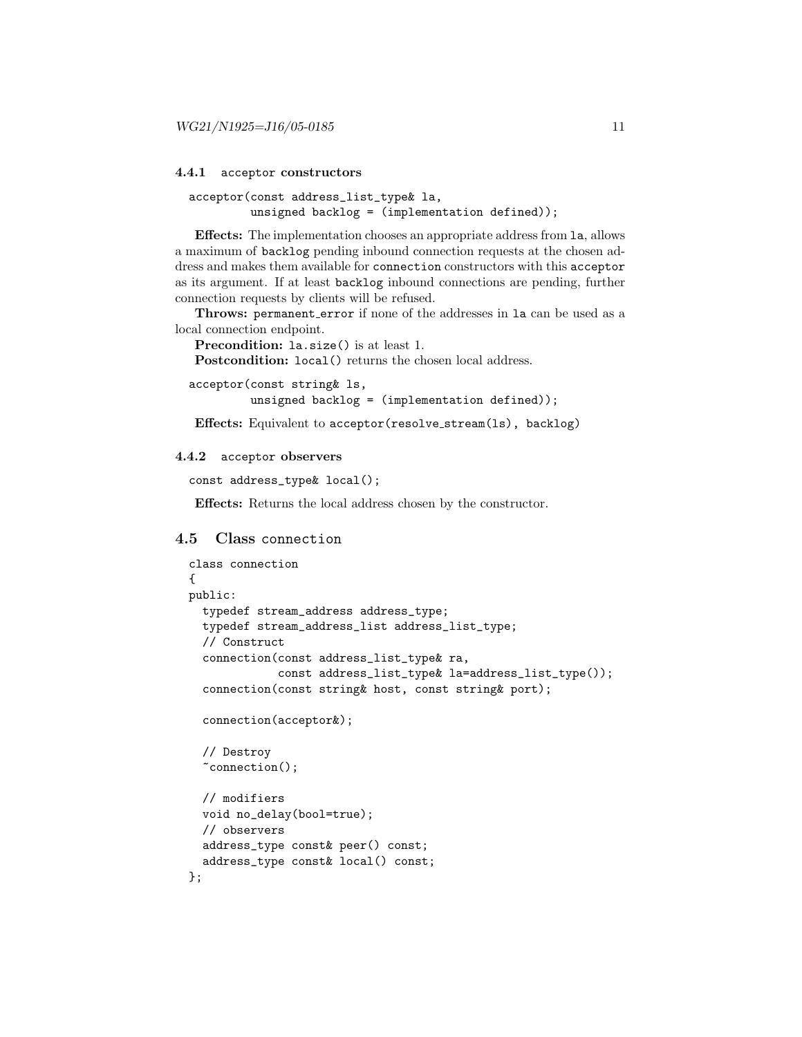### 4.4.1 `acceptor` constructors

```
acceptor(const address_list_type& la,
         unsigned backlog = (implementation defined));
```

**Effects:** The implementation chooses an appropriate address from `la`, allows a maximum of `backlog` pending inbound connection requests at the chosen address and makes them available for `connection` constructors with this `acceptor` as its argument. If at least `backlog` inbound connections are pending, further connection requests by clients will be refused.

**Throws:** `permanent_error` if none of the addresses in `la` can be used as a local connection endpoint.

**Precondition:** `la.size()` is at least 1.

**Postcondition:** `local()` returns the chosen local address.

```
acceptor(const string& ls,
         unsigned backlog = (implementation defined));
```

**Effects:** Equivalent to `acceptor(resolve_stream(ls), backlog)`

### 4.4.2 `acceptor` observers

```
const address_type& local();
```

**Effects:** Returns the local address chosen by the constructor.

## 4.5 Class `connection`

```
class connection
{
public:
  typedef stream_address address_type;
  typedef stream_address_list address_list_type;
  // Construct
  connection(const address_list_type& ra,
             const address_list_type& la=address_list_type());
  connection(const string& host, const string& port);

  connection(acceptor&);

  // Destroy
  ~connection();

  // modifiers
  void no_delay(bool=true);
  // observers
  address_type const& peer() const;
  address_type const& local() const;
};
```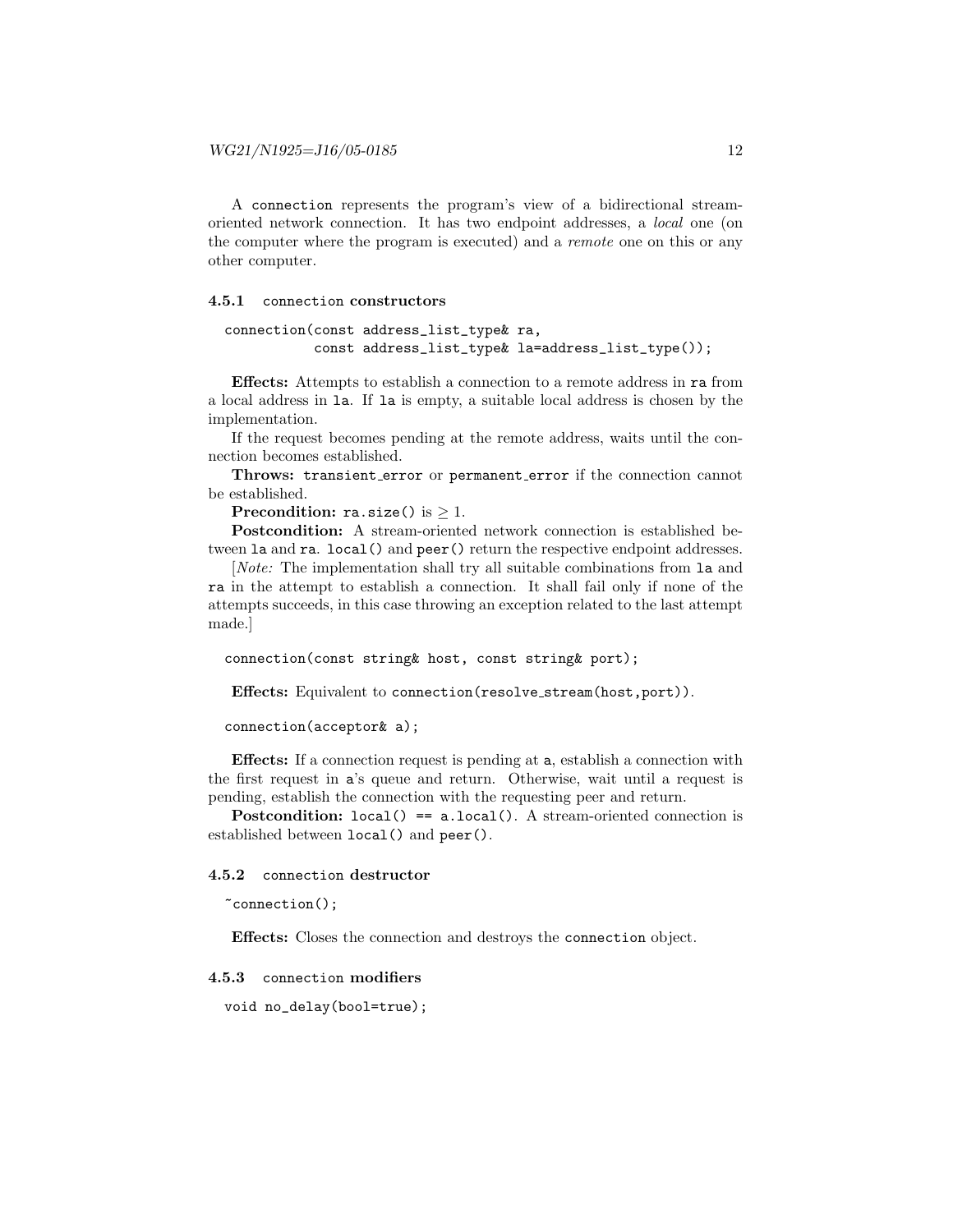A `connection` represents the program's view of a bidirectional stream-oriented network connection. It has two endpoint addresses, a *local* one (on the computer where the program is executed) and a *remote* one on this or any other computer.

### 4.5.1 `connection` constructors

```
connection(const address_list_type& ra,
           const address_list_type& la=address_list_type());
```

**Effects:** Attempts to establish a connection to a remote address in `ra` from a local address in `la`. If `la` is empty, a suitable local address is chosen by the implementation.

If the request becomes pending at the remote address, waits until the connection becomes established.

**Throws:** `transient_error` or `permanent_error` if the connection cannot be established.

**Precondition:** `ra.size()` is $\geq 1$.

**Postcondition:** A stream-oriented network connection is established between `la` and `ra`. `local()` and `peer()` return the respective endpoint addresses.

[*Note:* The implementation shall try all suitable combinations from `la` and `ra` in the attempt to establish a connection. It shall fail only if none of the attempts succeeds, in this case throwing an exception related to the last attempt made.]

```
connection(const string& host, const string& port);
```

**Effects:** Equivalent to `connection(resolve_stream(host,port))`.

```
connection(acceptor& a);
```

**Effects:** If a connection request is pending at `a`, establish a connection with the first request in `a`'s queue and return. Otherwise, wait until a request is pending, establish the connection with the requesting peer and return.

**Postcondition:** `local() == a.local()`. A stream-oriented connection is established between `local()` and `peer()`.

### 4.5.2 `connection` destructor

```
~connection();
```

**Effects:** Closes the connection and destroys the `connection` object.

### 4.5.3 `connection` modifiers

```
void no_delay(bool=true);
```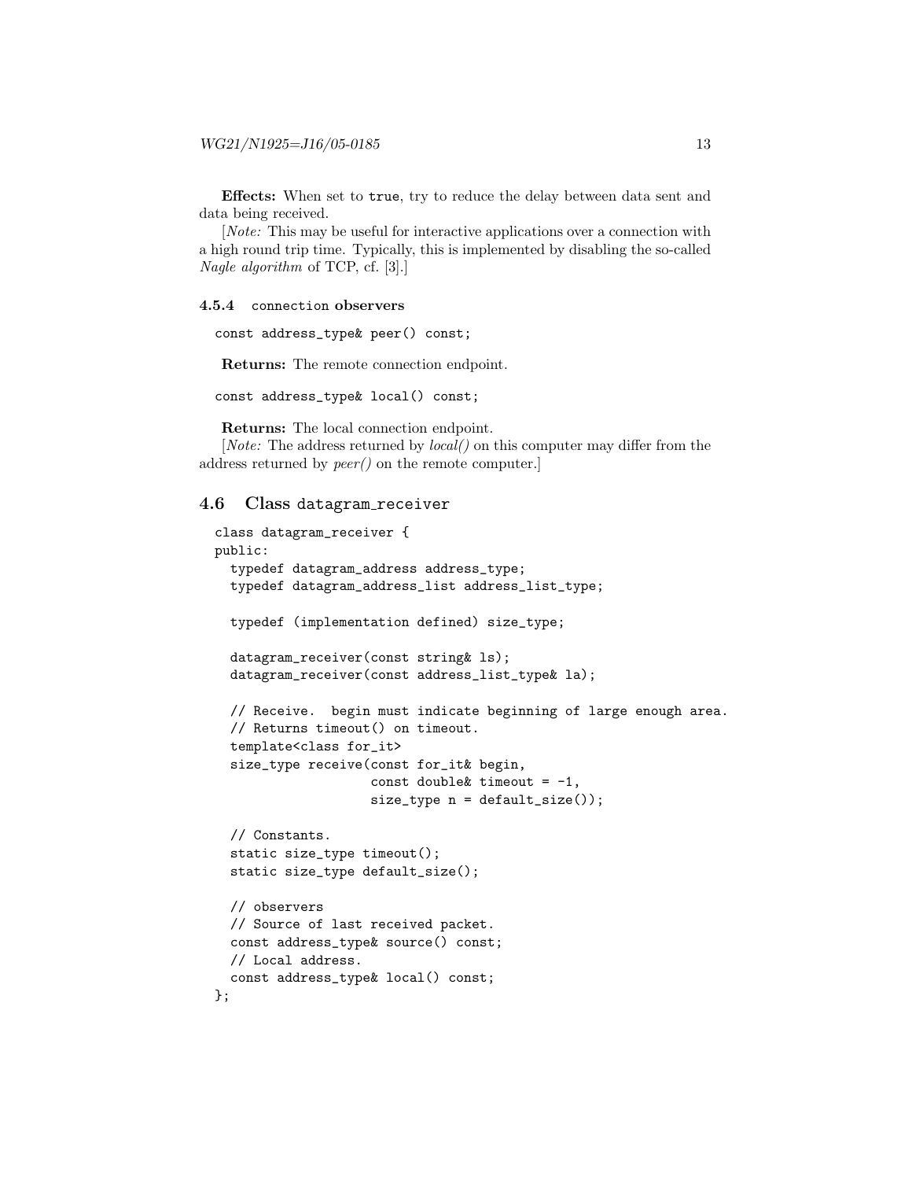**Effects:** When set to `true`, try to reduce the delay between data sent and data being received.

[*Note:* This may be useful for interactive applications over a connection with a high round trip time. Typically, this is implemented by disabling the so-called *Nagle algorithm* of TCP, cf. [3].]

### 4.5.4 `connection` observers

```
const address_type& peer() const;
```

**Returns:** The remote connection endpoint.

```
const address_type& local() const;
```

**Returns:** The local connection endpoint.

[*Note:* The address returned by *local()* on this computer may differ from the address returned by *peer()* on the remote computer.]

## 4.6 Class `datagram_receiver`

```
class datagram_receiver {
public:
  typedef datagram_address address_type;
  typedef datagram_address_list address_list_type;

  typedef (implementation defined) size_type;

  datagram_receiver(const string& ls);
  datagram_receiver(const address_list_type& la);

  // Receive.  begin must indicate beginning of large enough area.
  // Returns timeout() on timeout.
  template<class for_it>
  size_type receive(const for_it& begin,
                    const double& timeout = -1,
                    size_type n = default_size());

  // Constants.
  static size_type timeout();
  static size_type default_size();

  // observers
  // Source of last received packet.
  const address_type& source() const;
  // Local address.
  const address_type& local() const;
};
```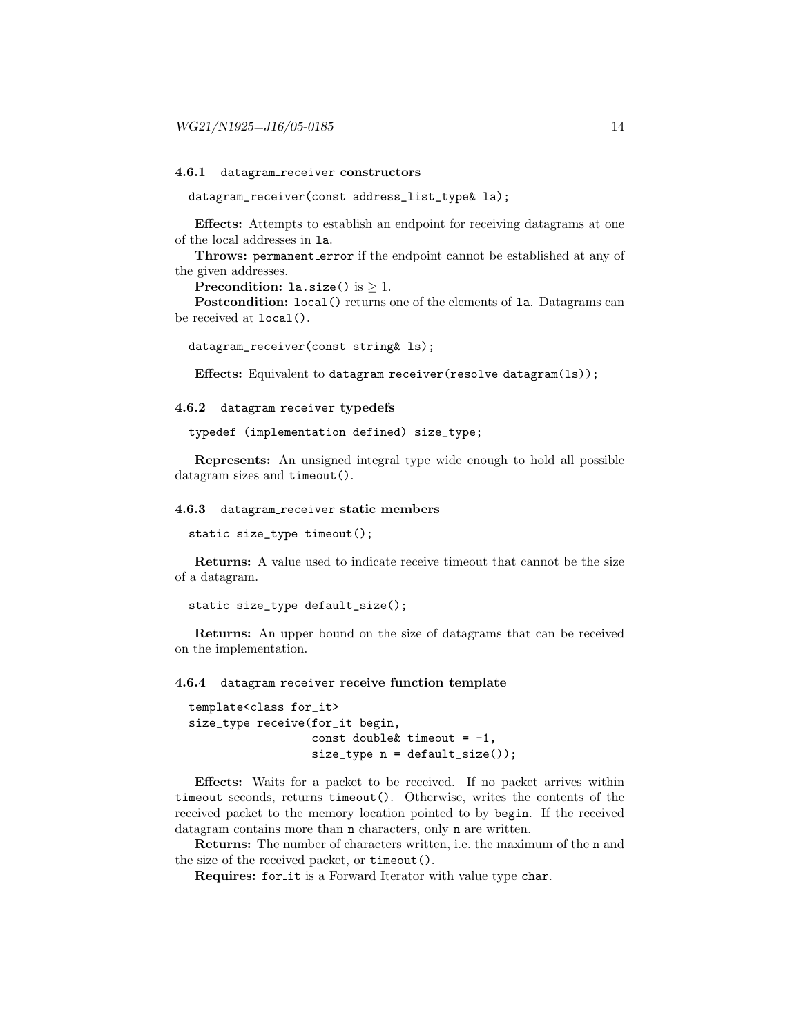### 4.6.1 `datagram_receiver` constructors

```
datagram_receiver(const address_list_type& la);
```

**Effects:** Attempts to establish an endpoint for receiving datagrams at one of the local addresses in `la`.

**Throws:** `permanent_error` if the endpoint cannot be established at any of the given addresses.

**Precondition:** `la.size()` is $\geq 1$.

**Postcondition:** `local()` returns one of the elements of `la`. Datagrams can be received at `local()`.

```
datagram_receiver(const string& ls);
```

**Effects:** Equivalent to `datagram_receiver(resolve_datagram(ls));`

### 4.6.2 `datagram_receiver` typedefs

```
typedef (implementation defined) size_type;
```

**Represents:** An unsigned integral type wide enough to hold all possible datagram sizes and `timeout()`.

### 4.6.3 `datagram_receiver` static members

```
static size_type timeout();
```

**Returns:** A value used to indicate receive timeout that cannot be the size of a datagram.

```
static size_type default_size();
```

**Returns:** An upper bound on the size of datagrams that can be received on the implementation.

### 4.6.4 `datagram_receiver` receive function template

```
template<class for_it>
size_type receive(for_it begin,
                  const double& timeout = -1,
                  size_type n = default_size());
```

**Effects:** Waits for a packet to be received. If no packet arrives within `timeout` seconds, returns `timeout()`. Otherwise, writes the contents of the received packet to the memory location pointed to by `begin`. If the received datagram contains more than `n` characters, only `n` are written.

**Returns:** The number of characters written, i.e. the maximum of the `n` and the size of the received packet, or `timeout()`.

**Requires:** `for_it` is a Forward Iterator with value type `char`.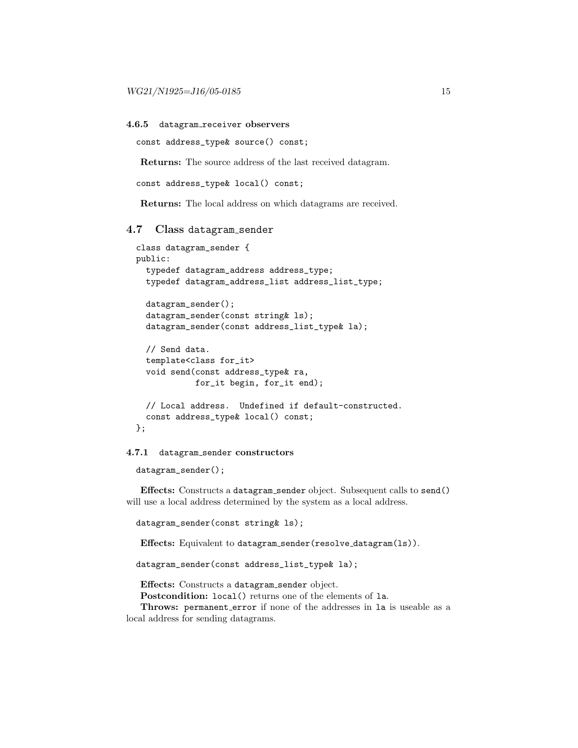#### 4.6.5 `datagram_receiver` observers

```
const address_type& source() const;
```

**Returns:** The source address of the last received datagram.

```
const address_type& local() const;
```

**Returns:** The local address on which datagrams are received.

### 4.7 Class `datagram_sender`

```
class datagram_sender {
public:
  typedef datagram_address address_type;
  typedef datagram_address_list address_list_type;

  datagram_sender();
  datagram_sender(const string& ls);
  datagram_sender(const address_list_type& la);

  // Send data.
  template<class for_it>
  void send(const address_type& ra,
            for_it begin, for_it end);

  // Local address.  Undefined if default-constructed.
  const address_type& local() const;
};
```

#### 4.7.1 `datagram_sender` constructors

```
datagram_sender();
```

**Effects:** Constructs a `datagram_sender` object. Subsequent calls to `send()` will use a local address determined by the system as a local address.

```
datagram_sender(const string& ls);
```

**Effects:** Equivalent to `datagram_sender(resolve_datagram(ls))`.

```
datagram_sender(const address_list_type& la);
```

**Effects:** Constructs a `datagram_sender` object.
**Postcondition:** `local()` returns one of the elements of `la`.
**Throws:** `permanent_error` if none of the addresses in `la` is useable as a local address for sending datagrams.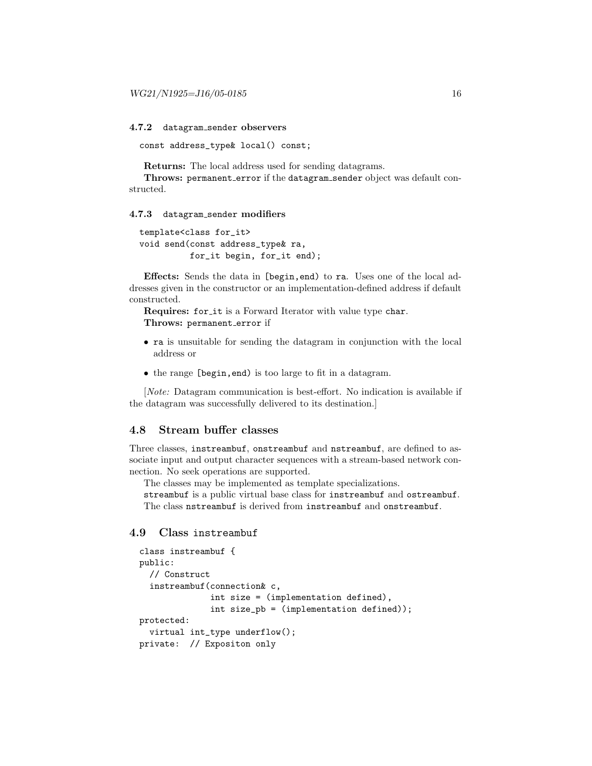#### 4.7.2 `datagram_sender` observers

```
const address_type& local() const;
```

**Returns:** The local address used for sending datagrams.

**Throws:** `permanent_error` if the `datagram_sender` object was default constructed.

#### 4.7.3 `datagram_sender` modifiers

```
template<class for_it>
void send(const address_type& ra,
          for_it begin, for_it end);
```

**Effects:** Sends the data in `[begin,end)` to `ra`. Uses one of the local addresses given in the constructor or an implementation-defined address if default constructed.

**Requires:** `for_it` is a Forward Iterator with value type `char`.

**Throws:** `permanent_error` if

- `ra` is unsuitable for sending the datagram in conjunction with the local address or
- the range `[begin,end)` is too large to fit in a datagram.

[*Note:* Datagram communication is best-effort. No indication is available if the datagram was successfully delivered to its destination.]

### 4.8 Stream buffer classes

Three classes, `instreambuf`, `onstreambuf` and `nstreambuf`, are defined to associate input and output character sequences with a stream-based network connection. No seek operations are supported.

The classes may be implemented as template specializations.

`streambuf` is a public virtual base class for `instreambuf` and `ostreambuf`.

The class `nstreambuf` is derived from `instreambuf` and `onstreambuf`.

### 4.9 Class `instreambuf`

```
class instreambuf {
public:
  // Construct
  instreambuf(connection& c,
              int size = (implementation defined),
              int size_pb = (implementation defined));
protected:
  virtual int_type underflow();
private:  // Expositon only
```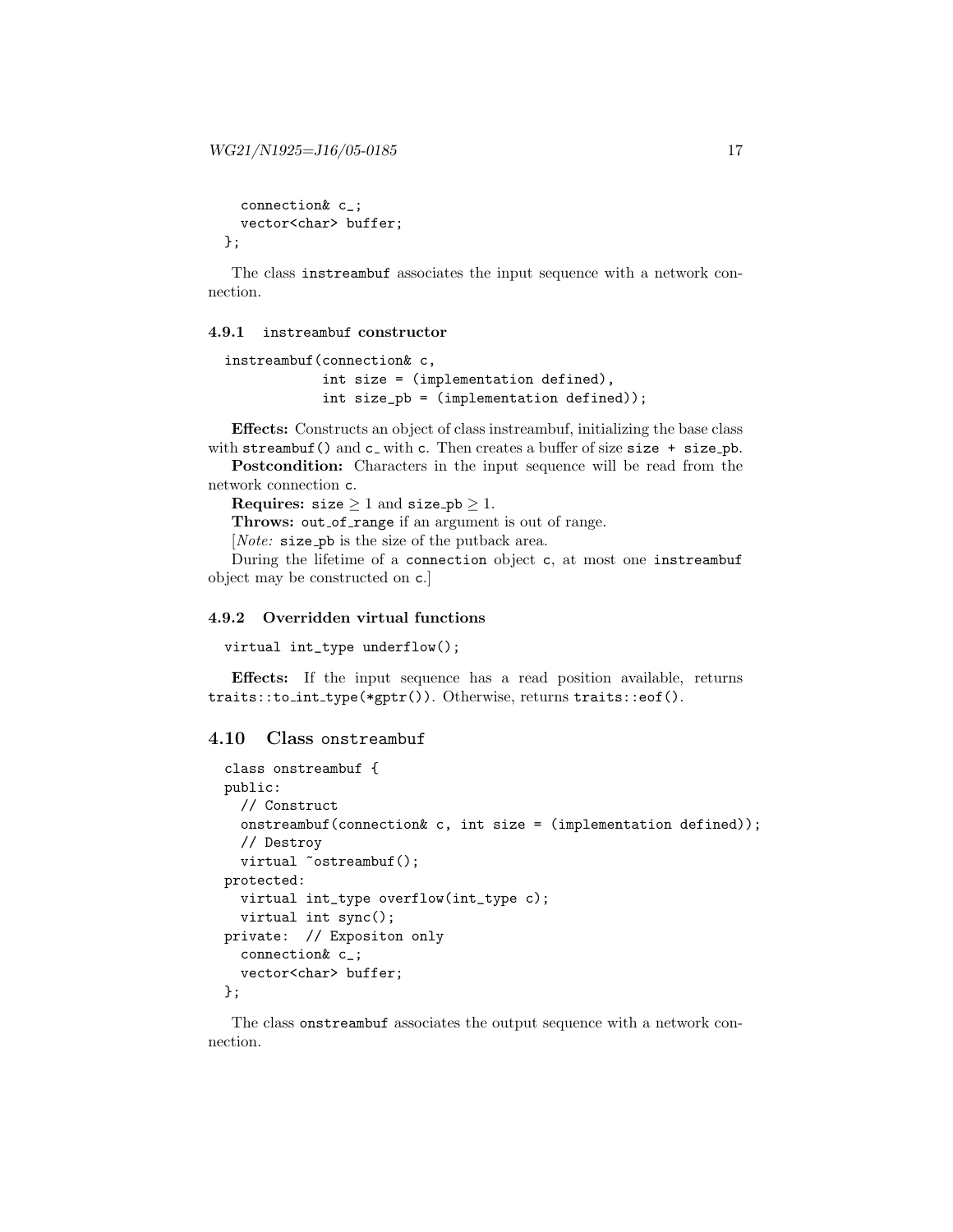```
    connection& c_;
    vector<char> buffer;
};
```

The class instreambuf associates the input sequence with a network connection.

### 4.9.1 instreambuf constructor

```
instreambuf(connection& c,
            int size = (implementation defined),
            int size_pb = (implementation defined));
```

**Effects:** Constructs an object of class instreambuf, initializing the base class with `streambuf()` and `c_` with `c`. Then creates a buffer of size `size + size_pb`.

**Postcondition:** Characters in the input sequence will be read from the network connection `c`.

**Requires:** `size` $\geq 1$ and `size_pb` $\geq 1$.

**Throws:** `out_of_range` if an argument is out of range.

[*Note:* `size_pb` is the size of the putback area.

During the lifetime of a `connection` object `c`, at most one `instreambuf` object may be constructed on `c`.]

### 4.9.2 Overridden virtual functions

```
virtual int_type underflow();
```

**Effects:** If the input sequence has a read position available, returns `traits::to_int_type(*gptr())`. Otherwise, returns `traits::eof()`.

## 4.10 Class onstreambuf

```
class onstreambuf {
public:
  // Construct
  onstreambuf(connection& c, int size = (implementation defined));
  // Destroy
  virtual ~ostreambuf();
protected:
  virtual int_type overflow(int_type c);
  virtual int sync();
private:  // Expositon only
  connection& c_;
  vector<char> buffer;
};
```

The class onstreambuf associates the output sequence with a network connection.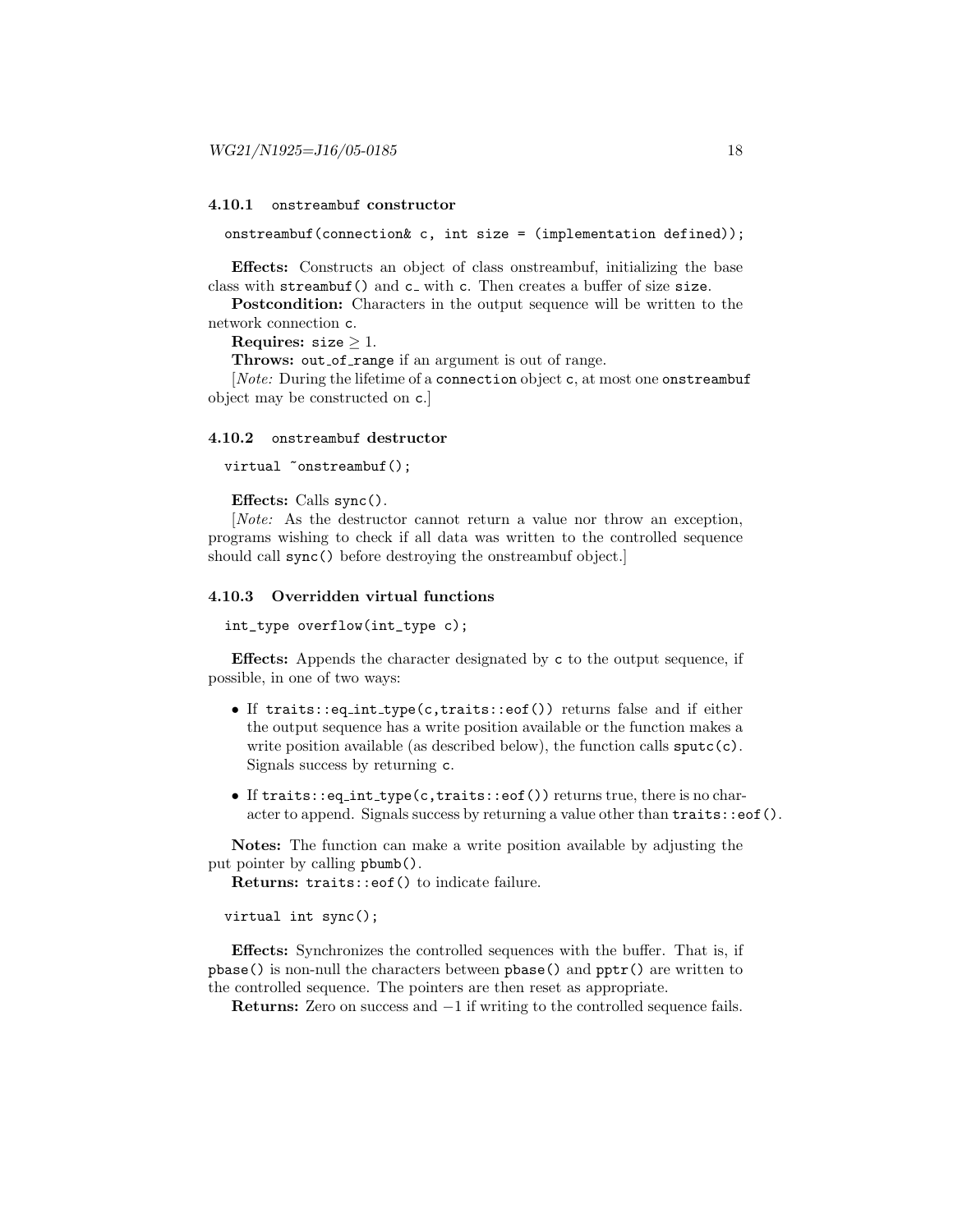### 4.10.1 `onstreambuf` constructor

```
onstreambuf(connection& c, int size = (implementation defined));
```

**Effects:** Constructs an object of class onstreambuf, initializing the base class with `streambuf()` and `c_` with `c`. Then creates a buffer of size `size`.

**Postcondition:** Characters in the output sequence will be written to the network connection `c`.

**Requires:** `size` $\geq 1$.

**Throws:** `out_of_range` if an argument is out of range.

[*Note:* During the lifetime of a `connection` object `c`, at most one `onstreambuf` object may be constructed on `c`.]

### 4.10.2 `onstreambuf` destructor

```
virtual ~onstreambuf();
```

**Effects:** Calls `sync()`.

[*Note:* As the destructor cannot return a value nor throw an exception, programs wishing to check if all data was written to the controlled sequence should call `sync()` before destroying the onstreambuf object.]

### 4.10.3 Overridden virtual functions

```
int_type overflow(int_type c);
```

**Effects:** Appends the character designated by `c` to the output sequence, if possible, in one of two ways:

- If `traits::eq_int_type(c,traits::eof())` returns false and if either the output sequence has a write position available or the function makes a write position available (as described below), the function calls `sputc(c)`. Signals success by returning `c`.
- If `traits::eq_int_type(c,traits::eof())` returns true, there is no character to append. Signals success by returning a value other than `traits::eof()`.

**Notes:** The function can make a write position available by adjusting the put pointer by calling `pbumb()`.

**Returns:** `traits::eof()` to indicate failure.

```
virtual int sync();
```

**Effects:** Synchronizes the controlled sequences with the buffer. That is, if `pbase()` is non-null the characters between `pbase()` and `pptr()` are written to the controlled sequence. The pointers are then reset as appropriate.

**Returns:** Zero on success and $-1$ if writing to the controlled sequence fails.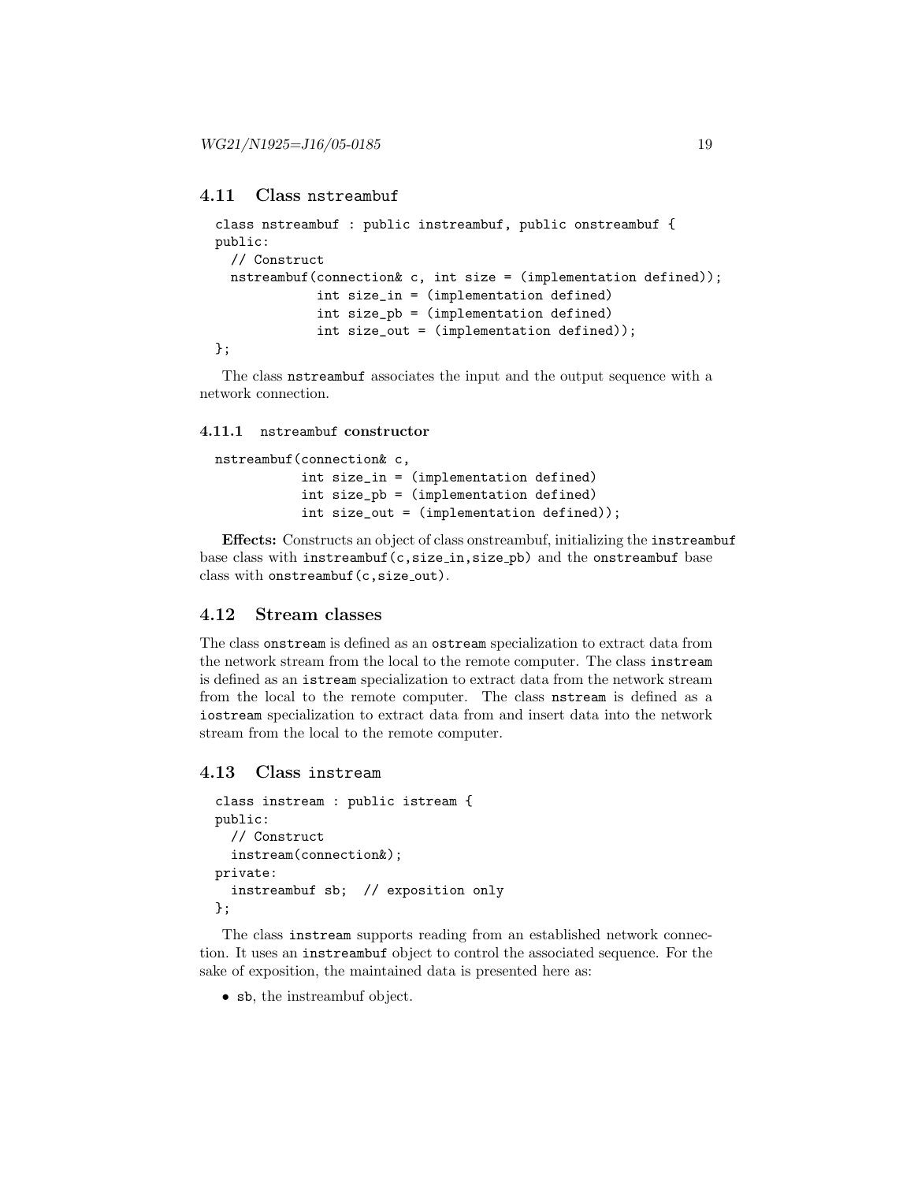## 4.11 Class nstreambuf

```
class nstreambuf : public instreambuf, public onstreambuf {
public:
  // Construct
  nstreambuf(connection& c, int size = (implementation defined));
             int size_in = (implementation defined)
             int size_pb = (implementation defined)
             int size_out = (implementation defined));
};
```

The class `nstreambuf` associates the input and the output sequence with a network connection.

### 4.11.1 nstreambuf constructor

```
nstreambuf(connection& c,
           int size_in = (implementation defined)
           int size_pb = (implementation defined)
           int size_out = (implementation defined));
```

**Effects:** Constructs an object of class onstreambuf, initializing the `instreambuf` base class with `instreambuf(c,size_in,size_pb)` and the `onstreambuf` base class with `onstreambuf(c,size_out)`.

## 4.12 Stream classes

The class `onstream` is defined as an `ostream` specialization to extract data from the network stream from the local to the remote computer. The class `instream` is defined as an `istream` specialization to extract data from the network stream from the local to the remote computer. The class `nstream` is defined as a `iostream` specialization to extract data from and insert data into the network stream from the local to the remote computer.

## 4.13 Class instream

```
class instream : public istream {
public:
  // Construct
  instream(connection&);
private:
  instreambuf sb;  // exposition only
};
```

The class `instream` supports reading from an established network connection. It uses an `instreambuf` object to control the associated sequence. For the sake of exposition, the maintained data is presented here as:

- `sb`, the instreambuf object.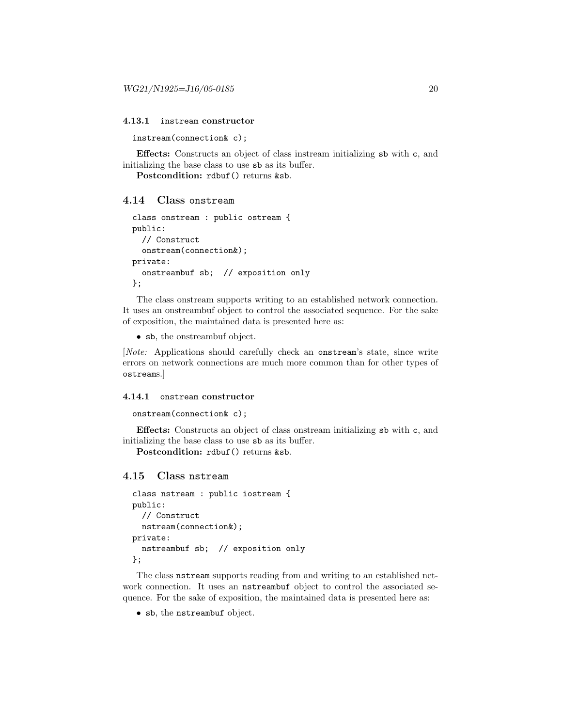#### 4.13.1 `instream` constructor

```
instream(connection& c);
```

**Effects:** Constructs an object of class instream initializing `sb` with `c`, and initializing the base class to use `sb` as its buffer.

**Postcondition:** `rdbuf()` returns `&sb`.

### 4.14 Class `onstream`

```
class onstream : public ostream {
public:
  // Construct
  onstream(connection&);
private:
  onstreambuf sb;  // exposition only
};
```

The class onstream supports writing to an established network connection. It uses an onstreambuf object to control the associated sequence. For the sake of exposition, the maintained data is presented here as:

- `sb`, the onstreambuf object.

[*Note:* Applications should carefully check an `onstream`'s state, since write errors on network connections are much more common than for other types of `ostream`s.]

#### 4.14.1 `onstream` constructor

```
onstream(connection& c);
```

**Effects:** Constructs an object of class onstream initializing `sb` with `c`, and initializing the base class to use `sb` as its buffer.

**Postcondition:** `rdbuf()` returns `&sb`.

### 4.15 Class `nstream`

```
class nstream : public iostream {
public:
  // Construct
  nstream(connection&);
private:
  nstreambuf sb;  // exposition only
};
```

The class `nstream` supports reading from and writing to an established network connection. It uses an `nstreambuf` object to control the associated sequence. For the sake of exposition, the maintained data is presented here as:

- `sb`, the `nstreambuf` object.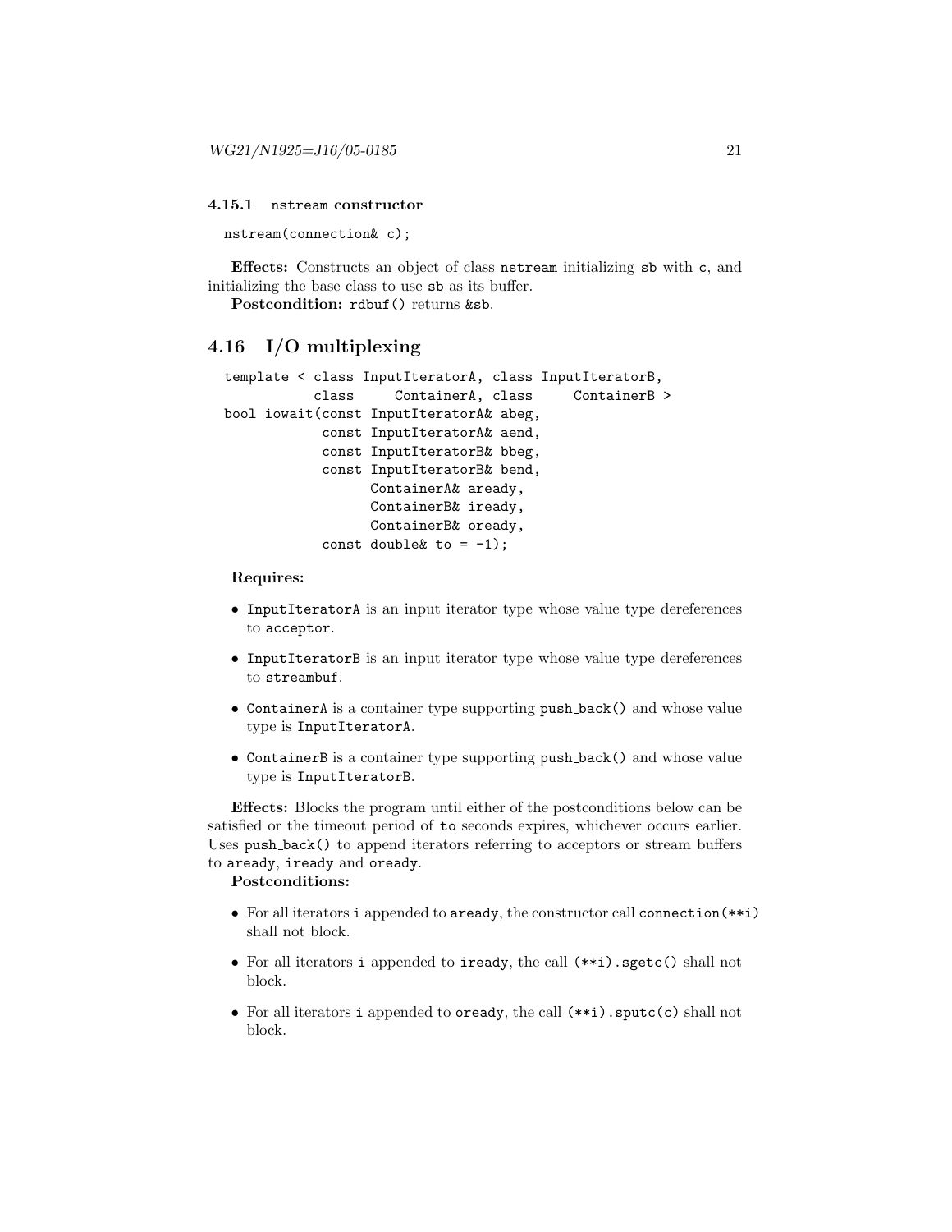#### 4.15.1 `nstream` constructor

```
nstream(connection& c);
```

**Effects:** Constructs an object of class `nstream` initializing `sb` with `c`, and initializing the base class to use `sb` as its buffer.

**Postcondition:** `rdbuf()` returns `&sb`.

### 4.16 I/O multiplexing

```
template < class InputIteratorA, class InputIteratorB,
           class     ContainerA, class     ContainerB >
bool iowait(const InputIteratorA& abeg,
            const InputIteratorA& aend,
            const InputIteratorB& bbeg,
            const InputIteratorB& bend,
                  ContainerA& aready,
                  ContainerB& iready,
                  ContainerB& oready,
            const double& to = -1);
```

**Requires:**

- `InputIteratorA` is an input iterator type whose value type dereferences to `acceptor`.
- `InputIteratorB` is an input iterator type whose value type dereferences to `streambuf`.
- `ContainerA` is a container type supporting `push_back()` and whose value type is `InputIteratorA`.
- `ContainerB` is a container type supporting `push_back()` and whose value type is `InputIteratorB`.

**Effects:** Blocks the program until either of the postconditions below can be satisfied or the timeout period of `to` seconds expires, whichever occurs earlier. Uses `push_back()` to append iterators referring to acceptors or stream buffers to `aready`, `iready` and `oready`.

**Postconditions:**

- For all iterators `i` appended to `aready`, the constructor call `connection(**i)` shall not block.
- For all iterators `i` appended to `iready`, the call `(**i).sgetc()` shall not block.
- For all iterators `i` appended to `oready`, the call `(**i).sputc(c)` shall not block.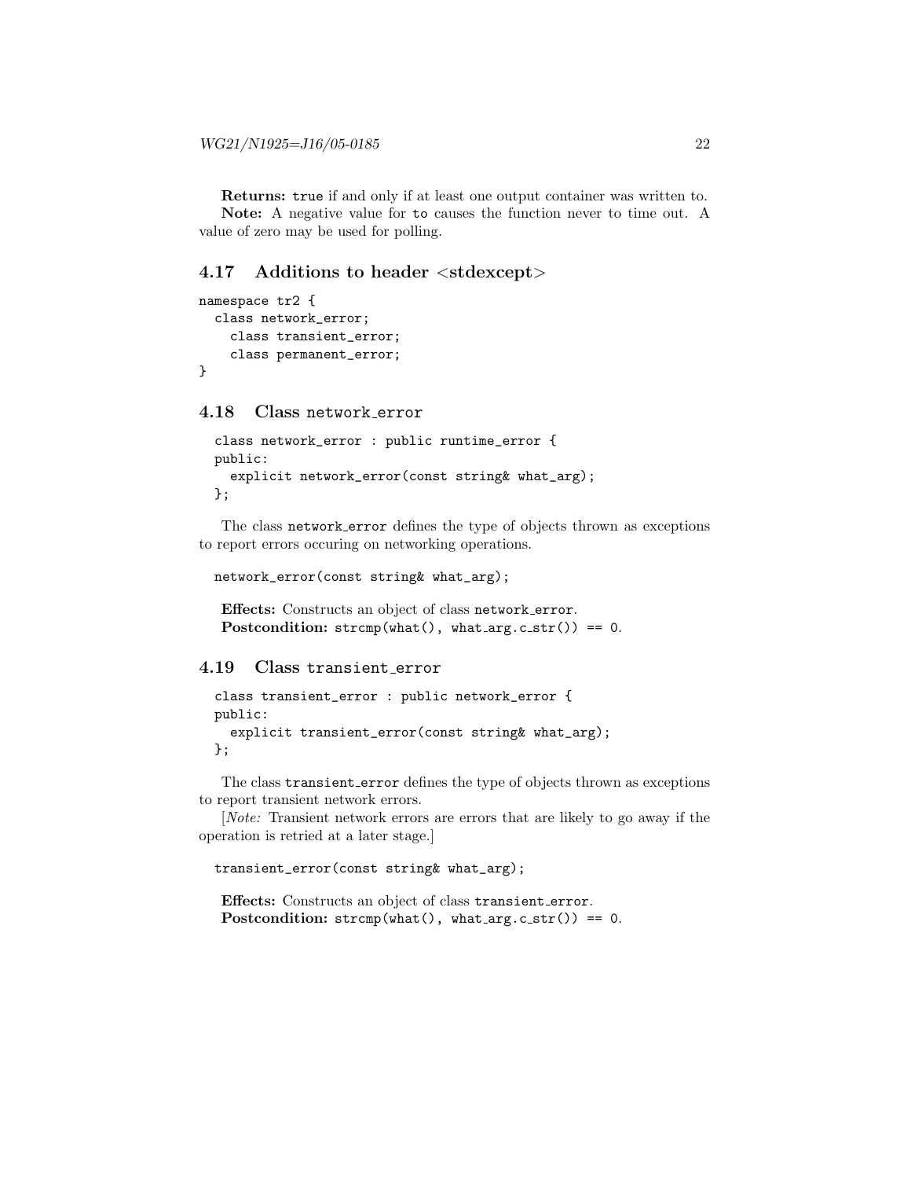**Returns:** `true` if and only if at least one output container was written to.

**Note:** A negative value for `to` causes the function never to time out. A value of zero may be used for polling.

### 4.17 Additions to header <stdexcept>

```
namespace tr2 {
  class network_error;
    class transient_error;
    class permanent_error;
}
```

### 4.18 Class `network_error`

```
class network_error : public runtime_error {
public:
  explicit network_error(const string& what_arg);
};
```

The class `network_error` defines the type of objects thrown as exceptions to report errors occuring on networking operations.

```
network_error(const string& what_arg);
```

**Effects:** Constructs an object of class `network_error`.

**Postcondition:** `strcmp(what(), what_arg.c_str()) == 0`.

### 4.19 Class `transient_error`

```
class transient_error : public network_error {
public:
  explicit transient_error(const string& what_arg);
};
```

The class `transient_error` defines the type of objects thrown as exceptions to report transient network errors.

[*Note:* Transient network errors are errors that are likely to go away if the operation is retried at a later stage.]

```
transient_error(const string& what_arg);
```

**Effects:** Constructs an object of class `transient_error`.

**Postcondition:** `strcmp(what(), what_arg.c_str()) == 0`.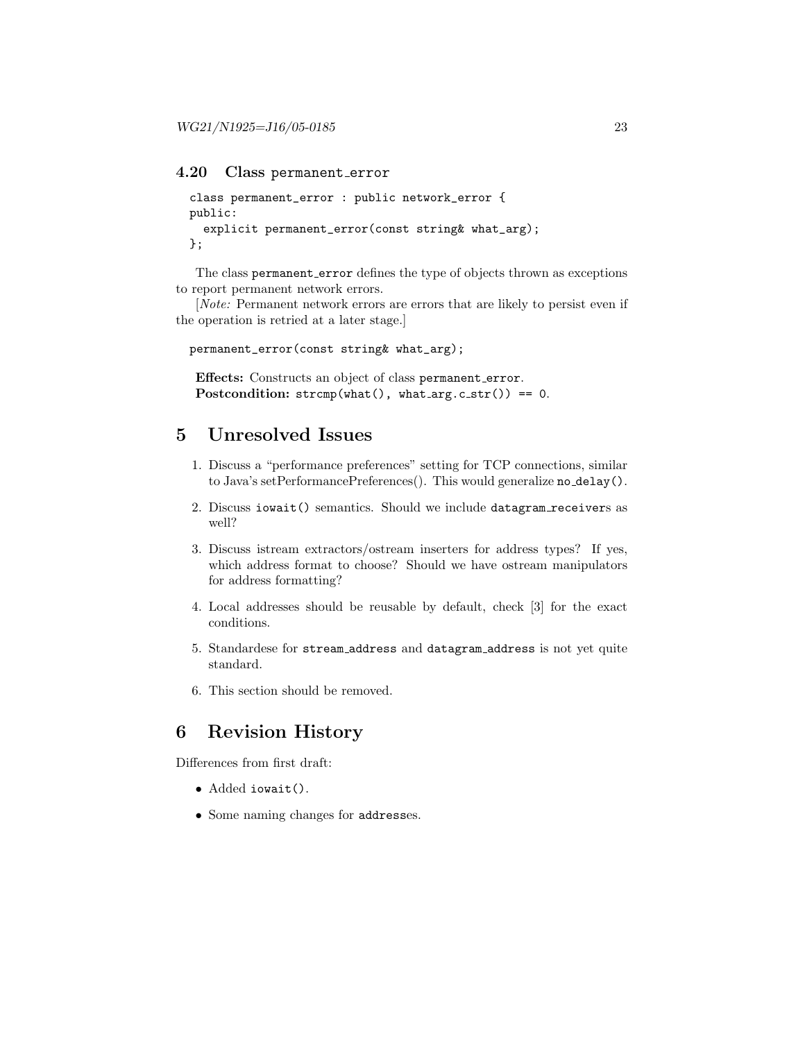### 4.20 Class `permanent_error`

```
class permanent_error : public network_error {
public:
  explicit permanent_error(const string& what_arg);
};
```

The class `permanent_error` defines the type of objects thrown as exceptions to report permanent network errors.

[*Note:* Permanent network errors are errors that are likely to persist even if the operation is retried at a later stage.]

```
permanent_error(const string& what_arg);
```

**Effects:** Constructs an object of class `permanent_error`.
**Postcondition:** `strcmp(what(), what_arg.c_str()) == 0`.

# 5 Unresolved Issues

1. Discuss a "performance preferences" setting for TCP connections, similar to Java's setPerformancePreferences(). This would generalize `no_delay()`.
2. Discuss `iowait()` semantics. Should we include `datagram_receiver`s as well?
3. Discuss istream extractors/ostream inserters for address types? If yes, which address format to choose? Should we have ostream manipulators for address formatting?
4. Local addresses should be reusable by default, check [3] for the exact conditions.
5. Standardese for `stream_address` and `datagram_address` is not yet quite standard.
6. This section should be removed.

# 6 Revision History

Differences from first draft:

- Added `iowait()`.
- Some naming changes for `address`es.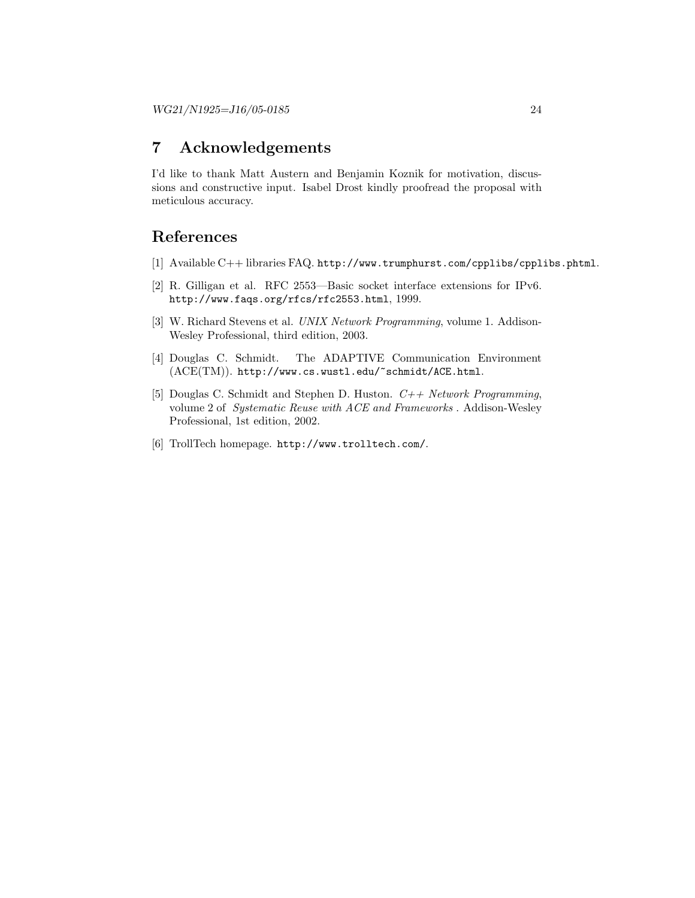## 7 Acknowledgements

I'd like to thank Matt Austern and Benjamin Koznik for motivation, discussions and constructive input. Isabel Drost kindly proofread the proposal with meticulous accuracy.

## References

[1] Available C++ libraries FAQ. `http://www.trumphurst.com/cpplibs/cpplibs.phtml`.

[2] R. Gilligan et al. RFC 2553—Basic socket interface extensions for IPv6. `http://www.faqs.org/rfcs/rfc2553.html`, 1999.

[3] W. Richard Stevens et al. *UNIX Network Programming*, volume 1. Addison-Wesley Professional, third edition, 2003.

[4] Douglas C. Schmidt. The ADAPTIVE Communication Environment (ACE(TM)). `http://www.cs.wustl.edu/~schmidt/ACE.html`.

[5] Douglas C. Schmidt and Stephen D. Huston. *C++ Network Programming*, volume 2 of *Systematic Reuse with ACE and Frameworks* . Addison-Wesley Professional, 1st edition, 2002.

[6] TrollTech homepage. `http://www.trolltech.com/`.